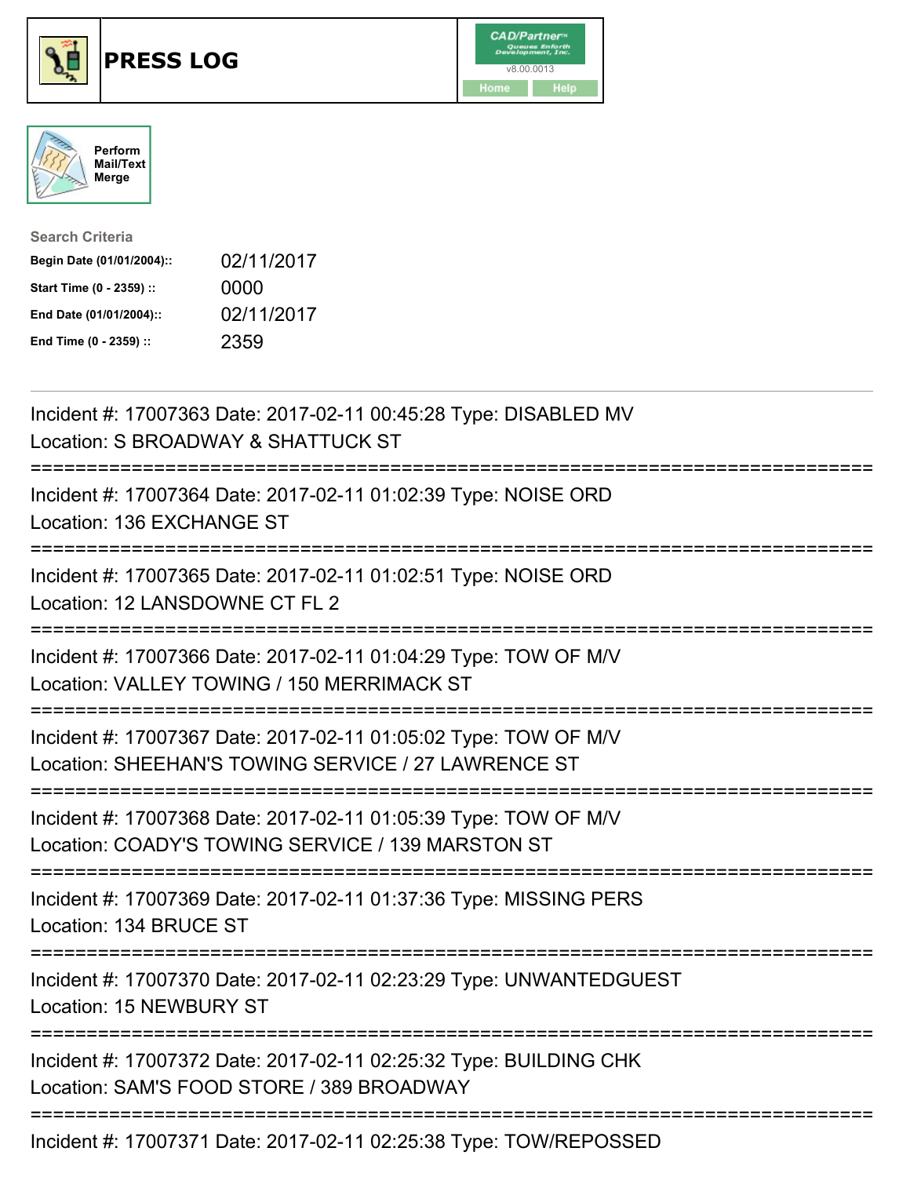# PRESS LOG

Perform Mail/Text Merge

**Search Criteria**

| | |
|---|---|
| **Begin Date (01/01/2004)::** | 02/11/2017 |
| **Start Time (0 - 2359) ::** | 0000 |
| **End Date (01/01/2004)::** | 02/11/2017 |
| **End Time (0 - 2359) ::** | 2359 |

---

Incident #: 17007363 Date: 2017-02-11 00:45:28 Type: DISABLED MV
Location: S BROADWAY & SHATTUCK ST

===========================================================================

Incident #: 17007364 Date: 2017-02-11 01:02:39 Type: NOISE ORD
Location: 136 EXCHANGE ST

===========================================================================

Incident #: 17007365 Date: 2017-02-11 01:02:51 Type: NOISE ORD
Location: 12 LANSDOWNE CT FL 2

===========================================================================

Incident #: 17007366 Date: 2017-02-11 01:04:29 Type: TOW OF M/V
Location: VALLEY TOWING / 150 MERRIMACK ST

===========================================================================

Incident #: 17007367 Date: 2017-02-11 01:05:02 Type: TOW OF M/V
Location: SHEEHAN'S TOWING SERVICE / 27 LAWRENCE ST

===========================================================================

Incident #: 17007368 Date: 2017-02-11 01:05:39 Type: TOW OF M/V
Location: COADY'S TOWING SERVICE / 139 MARSTON ST

===========================================================================

Incident #: 17007369 Date: 2017-02-11 01:37:36 Type: MISSING PERS
Location: 134 BRUCE ST

===========================================================================

Incident #: 17007370 Date: 2017-02-11 02:23:29 Type: UNWANTEDGUEST
Location: 15 NEWBURY ST

===========================================================================

Incident #: 17007372 Date: 2017-02-11 02:25:32 Type: BUILDING CHK
Location: SAM'S FOOD STORE / 389 BROADWAY

===========================================================================

Incident #: 17007371 Date: 2017-02-11 02:25:38 Type: TOW/REPOSSED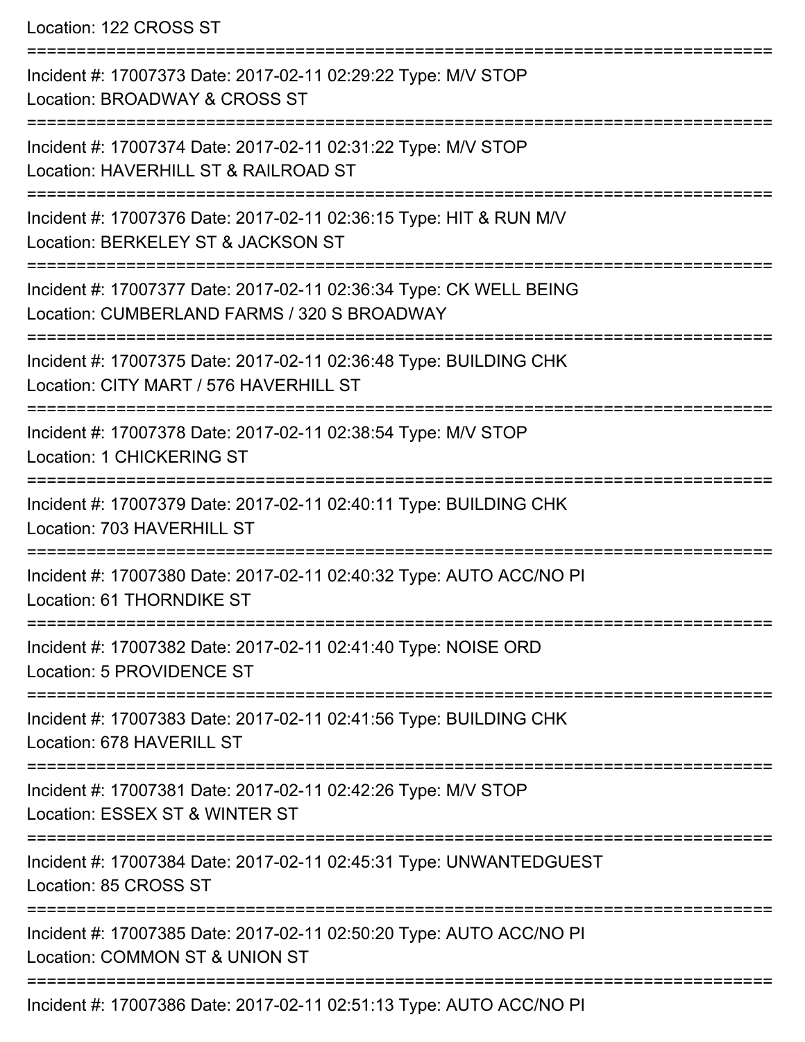Location: 122 CROSS ST

===========================================================================

Incident #: 17007373 Date: 2017-02-11 02:29:22 Type: M/V STOP

Location: BROADWAY & CROSS ST

===========================================================================

Incident #: 17007374 Date: 2017-02-11 02:31:22 Type: M/V STOP

Location: HAVERHILL ST & RAILROAD ST

===========================================================================

Incident #: 17007376 Date: 2017-02-11 02:36:15 Type: HIT & RUN M/V

Location: BERKELEY ST & JACKSON ST

===========================================================================

Incident #: 17007377 Date: 2017-02-11 02:36:34 Type: CK WELL BEING

Location: CUMBERLAND FARMS / 320 S BROADWAY

===========================================================================

Incident #: 17007375 Date: 2017-02-11 02:36:48 Type: BUILDING CHK

Location: CITY MART / 576 HAVERHILL ST

===========================================================================

Incident #: 17007378 Date: 2017-02-11 02:38:54 Type: M/V STOP

Location: 1 CHICKERING ST

===========================================================================

Incident #: 17007379 Date: 2017-02-11 02:40:11 Type: BUILDING CHK

Location: 703 HAVERHILL ST

===========================================================================

Incident #: 17007380 Date: 2017-02-11 02:40:32 Type: AUTO ACC/NO PI

Location: 61 THORNDIKE ST

===========================================================================

Incident #: 17007382 Date: 2017-02-11 02:41:40 Type: NOISE ORD

Location: 5 PROVIDENCE ST

===========================================================================

Incident #: 17007383 Date: 2017-02-11 02:41:56 Type: BUILDING CHK

Location: 678 HAVERILL ST

===========================================================================

Incident #: 17007381 Date: 2017-02-11 02:42:26 Type: M/V STOP

Location: ESSEX ST & WINTER ST

===========================================================================

Incident #: 17007384 Date: 2017-02-11 02:45:31 Type: UNWANTEDGUEST

Location: 85 CROSS ST

===========================================================================

Incident #: 17007385 Date: 2017-02-11 02:50:20 Type: AUTO ACC/NO PI

Location: COMMON ST & UNION ST

===========================================================================

Incident #: 17007386 Date: 2017-02-11 02:51:13 Type: AUTO ACC/NO PI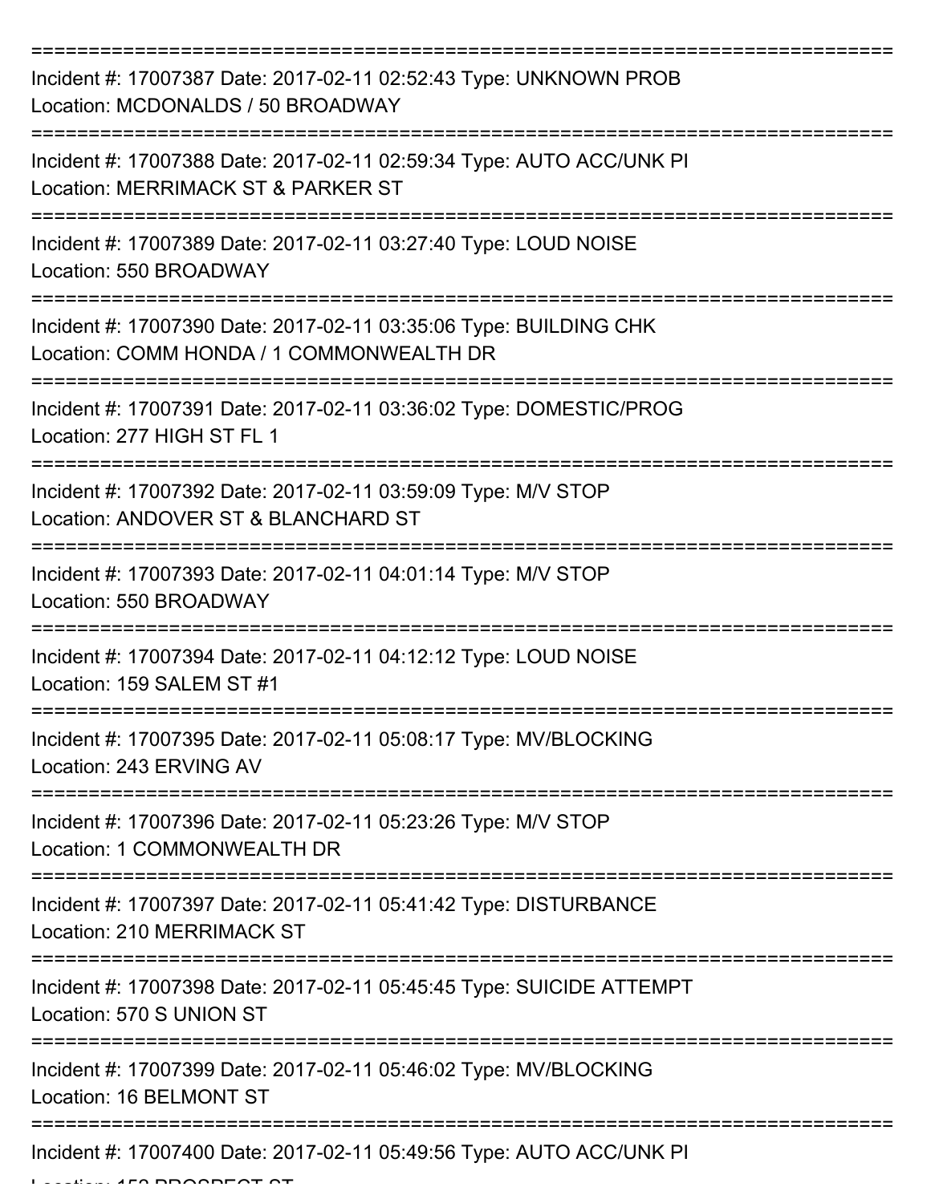===========================================================================
Incident #: 17007387 Date: 2017-02-11 02:52:43 Type: UNKNOWN PROB
Location: MCDONALDS / 50 BROADWAY
===========================================================================
Incident #: 17007388 Date: 2017-02-11 02:59:34 Type: AUTO ACC/UNK PI
Location: MERRIMACK ST & PARKER ST
===========================================================================
Incident #: 17007389 Date: 2017-02-11 03:27:40 Type: LOUD NOISE
Location: 550 BROADWAY
===========================================================================
Incident #: 17007390 Date: 2017-02-11 03:35:06 Type: BUILDING CHK
Location: COMM HONDA / 1 COMMONWEALTH DR
===========================================================================
Incident #: 17007391 Date: 2017-02-11 03:36:02 Type: DOMESTIC/PROG
Location: 277 HIGH ST FL 1
===========================================================================
Incident #: 17007392 Date: 2017-02-11 03:59:09 Type: M/V STOP
Location: ANDOVER ST & BLANCHARD ST
===========================================================================
Incident #: 17007393 Date: 2017-02-11 04:01:14 Type: M/V STOP
Location: 550 BROADWAY
===========================================================================
Incident #: 17007394 Date: 2017-02-11 04:12:12 Type: LOUD NOISE
Location: 159 SALEM ST #1
===========================================================================
Incident #: 17007395 Date: 2017-02-11 05:08:17 Type: MV/BLOCKING
Location: 243 ERVING AV
===========================================================================
Incident #: 17007396 Date: 2017-02-11 05:23:26 Type: M/V STOP
Location: 1 COMMONWEALTH DR
===========================================================================
Incident #: 17007397 Date: 2017-02-11 05:41:42 Type: DISTURBANCE
Location: 210 MERRIMACK ST
===========================================================================
Incident #: 17007398 Date: 2017-02-11 05:45:45 Type: SUICIDE ATTEMPT
Location: 570 S UNION ST
===========================================================================
Incident #: 17007399 Date: 2017-02-11 05:46:02 Type: MV/BLOCKING
Location: 16 BELMONT ST
===========================================================================
Incident #: 17007400 Date: 2017-02-11 05:49:56 Type: AUTO ACC/UNK PI
Location: 153 PROSPECT ST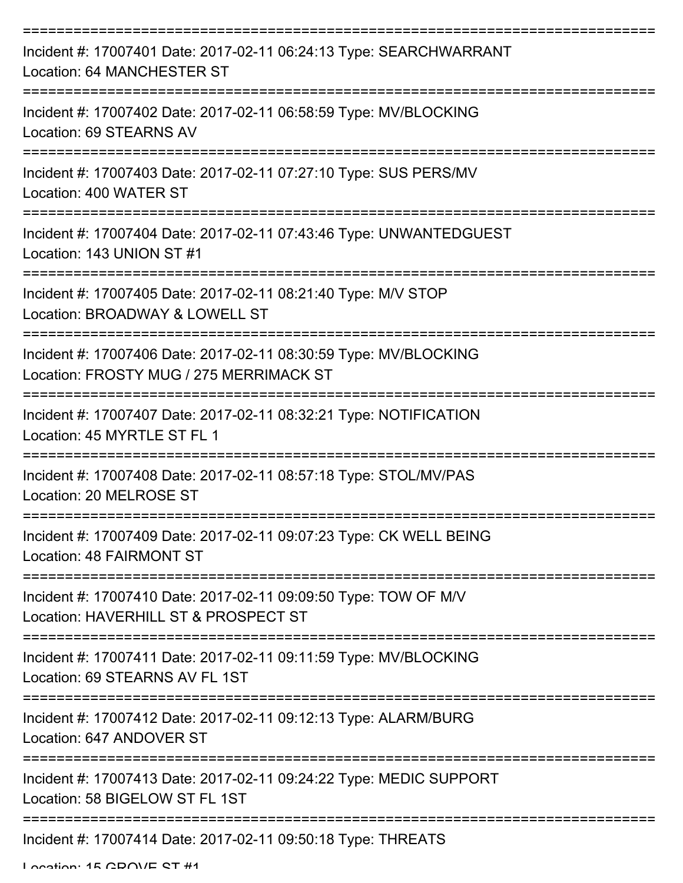===========================================================================

Incident #: 17007401 Date: 2017-02-11 06:24:13 Type: SEARCHWARRANT

Location: 64 MANCHESTER ST

===========================================================================

Incident #: 17007402 Date: 2017-02-11 06:58:59 Type: MV/BLOCKING

Location: 69 STEARNS AV

===========================================================================

Incident #: 17007403 Date: 2017-02-11 07:27:10 Type: SUS PERS/MV

Location: 400 WATER ST

===========================================================================

Incident #: 17007404 Date: 2017-02-11 07:43:46 Type: UNWANTEDGUEST

Location: 143 UNION ST #1

===========================================================================

Incident #: 17007405 Date: 2017-02-11 08:21:40 Type: M/V STOP

Location: BROADWAY & LOWELL ST

===========================================================================

Incident #: 17007406 Date: 2017-02-11 08:30:59 Type: MV/BLOCKING

Location: FROSTY MUG / 275 MERRIMACK ST

===========================================================================

Incident #: 17007407 Date: 2017-02-11 08:32:21 Type: NOTIFICATION

Location: 45 MYRTLE ST FL 1

===========================================================================

Incident #: 17007408 Date: 2017-02-11 08:57:18 Type: STOL/MV/PAS

Location: 20 MELROSE ST

===========================================================================

Incident #: 17007409 Date: 2017-02-11 09:07:23 Type: CK WELL BEING

Location: 48 FAIRMONT ST

===========================================================================

Incident #: 17007410 Date: 2017-02-11 09:09:50 Type: TOW OF M/V

Location: HAVERHILL ST & PROSPECT ST

===========================================================================

Incident #: 17007411 Date: 2017-02-11 09:11:59 Type: MV/BLOCKING

Location: 69 STEARNS AV FL 1ST

===========================================================================

Incident #: 17007412 Date: 2017-02-11 09:12:13 Type: ALARM/BURG

Location: 647 ANDOVER ST

===========================================================================

Incident #: 17007413 Date: 2017-02-11 09:24:22 Type: MEDIC SUPPORT

Location: 58 BIGELOW ST FL 1ST

===========================================================================

Incident #: 17007414 Date: 2017-02-11 09:50:18 Type: THREATS

Location: 15 GROVE ST #1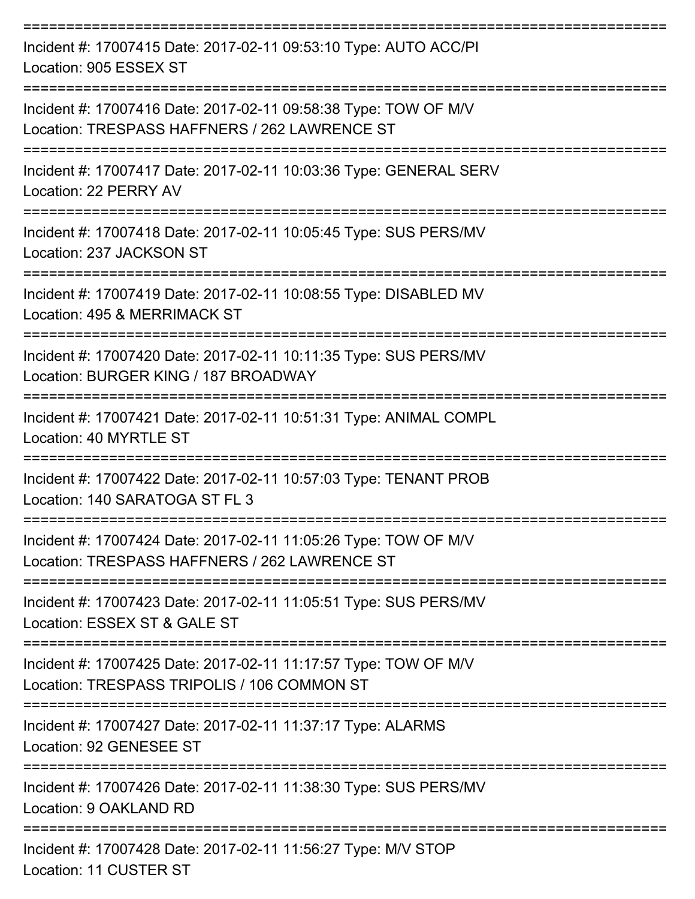===========================================================================

Incident #: 17007415 Date: 2017-02-11 09:53:10 Type: AUTO ACC/PI
Location: 905 ESSEX ST

===========================================================================

Incident #: 17007416 Date: 2017-02-11 09:58:38 Type: TOW OF M/V
Location: TRESPASS HAFFNERS / 262 LAWRENCE ST

===========================================================================

Incident #: 17007417 Date: 2017-02-11 10:03:36 Type: GENERAL SERV
Location: 22 PERRY AV

===========================================================================

Incident #: 17007418 Date: 2017-02-11 10:05:45 Type: SUS PERS/MV
Location: 237 JACKSON ST

===========================================================================

Incident #: 17007419 Date: 2017-02-11 10:08:55 Type: DISABLED MV
Location: 495 & MERRIMACK ST

===========================================================================

Incident #: 17007420 Date: 2017-02-11 10:11:35 Type: SUS PERS/MV
Location: BURGER KING / 187 BROADWAY

===========================================================================

Incident #: 17007421 Date: 2017-02-11 10:51:31 Type: ANIMAL COMPL
Location: 40 MYRTLE ST

===========================================================================

Incident #: 17007422 Date: 2017-02-11 10:57:03 Type: TENANT PROB
Location: 140 SARATOGA ST FL 3

===========================================================================

Incident #: 17007424 Date: 2017-02-11 11:05:26 Type: TOW OF M/V
Location: TRESPASS HAFFNERS / 262 LAWRENCE ST

===========================================================================

Incident #: 17007423 Date: 2017-02-11 11:05:51 Type: SUS PERS/MV
Location: ESSEX ST & GALE ST

===========================================================================

Incident #: 17007425 Date: 2017-02-11 11:17:57 Type: TOW OF M/V
Location: TRESPASS TRIPOLIS / 106 COMMON ST

===========================================================================

Incident #: 17007427 Date: 2017-02-11 11:37:17 Type: ALARMS
Location: 92 GENESEE ST

===========================================================================

Incident #: 17007426 Date: 2017-02-11 11:38:30 Type: SUS PERS/MV
Location: 9 OAKLAND RD

===========================================================================

Incident #: 17007428 Date: 2017-02-11 11:56:27 Type: M/V STOP
Location: 11 CUSTER ST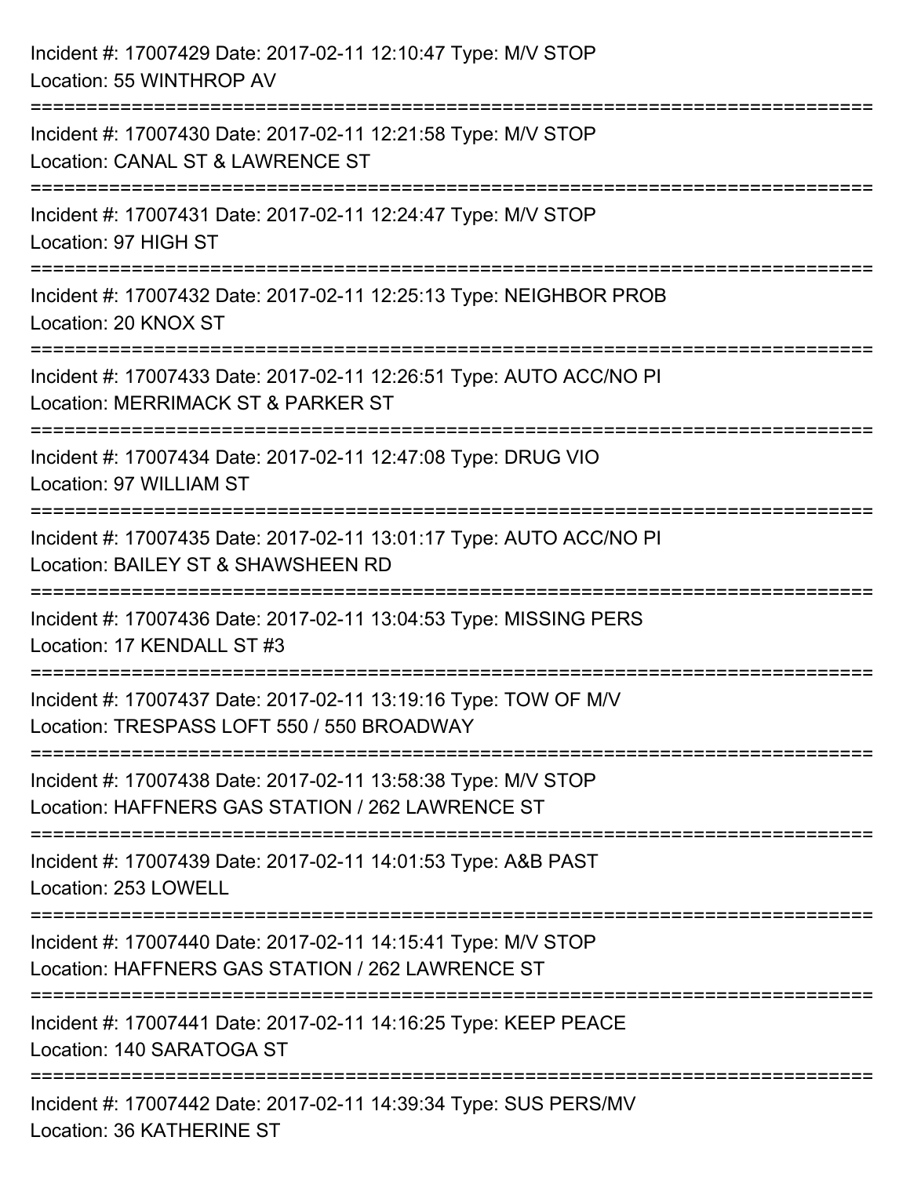Incident #: 17007429 Date: 2017-02-11 12:10:47 Type: M/V STOP
Location: 55 WINTHROP AV

===========================================================================

Incident #: 17007430 Date: 2017-02-11 12:21:58 Type: M/V STOP
Location: CANAL ST & LAWRENCE ST

===========================================================================

Incident #: 17007431 Date: 2017-02-11 12:24:47 Type: M/V STOP
Location: 97 HIGH ST

===========================================================================

Incident #: 17007432 Date: 2017-02-11 12:25:13 Type: NEIGHBOR PROB
Location: 20 KNOX ST

===========================================================================

Incident #: 17007433 Date: 2017-02-11 12:26:51 Type: AUTO ACC/NO PI
Location: MERRIMACK ST & PARKER ST

===========================================================================

Incident #: 17007434 Date: 2017-02-11 12:47:08 Type: DRUG VIO
Location: 97 WILLIAM ST

===========================================================================

Incident #: 17007435 Date: 2017-02-11 13:01:17 Type: AUTO ACC/NO PI
Location: BAILEY ST & SHAWSHEEN RD

===========================================================================

Incident #: 17007436 Date: 2017-02-11 13:04:53 Type: MISSING PERS
Location: 17 KENDALL ST #3

===========================================================================

Incident #: 17007437 Date: 2017-02-11 13:19:16 Type: TOW OF M/V
Location: TRESPASS LOFT 550 / 550 BROADWAY

===========================================================================

Incident #: 17007438 Date: 2017-02-11 13:58:38 Type: M/V STOP
Location: HAFFNERS GAS STATION / 262 LAWRENCE ST

===========================================================================

Incident #: 17007439 Date: 2017-02-11 14:01:53 Type: A&B PAST
Location: 253 LOWELL

===========================================================================

Incident #: 17007440 Date: 2017-02-11 14:15:41 Type: M/V STOP
Location: HAFFNERS GAS STATION / 262 LAWRENCE ST

===========================================================================

Incident #: 17007441 Date: 2017-02-11 14:16:25 Type: KEEP PEACE
Location: 140 SARATOGA ST

===========================================================================

Incident #: 17007442 Date: 2017-02-11 14:39:34 Type: SUS PERS/MV
Location: 36 KATHERINE ST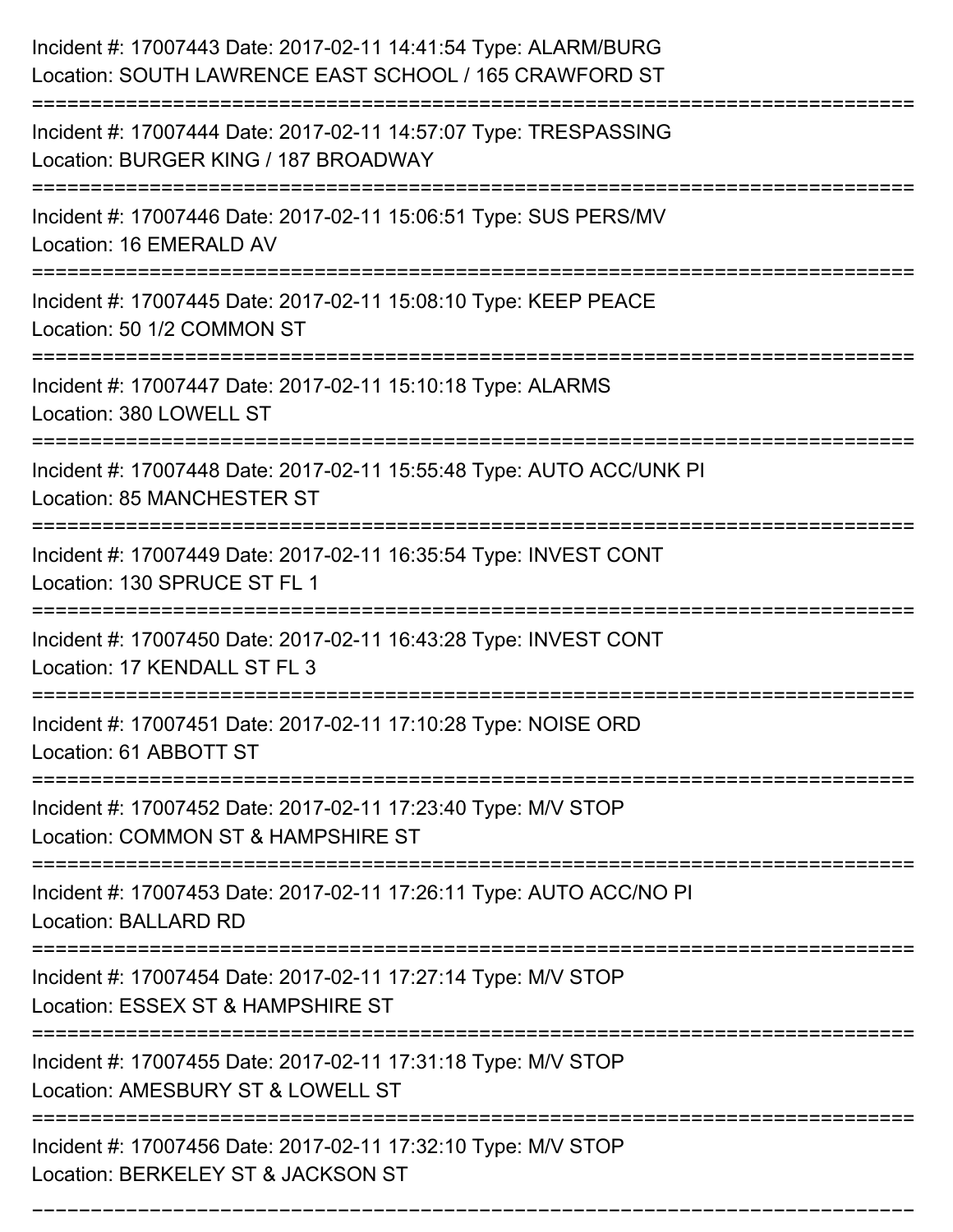Incident #: 17007443 Date: 2017-02-11 14:41:54 Type: ALARM/BURG
Location: SOUTH LAWRENCE EAST SCHOOL / 165 CRAWFORD ST

===========================================================================

Incident #: 17007444 Date: 2017-02-11 14:57:07 Type: TRESPASSING
Location: BURGER KING / 187 BROADWAY

===========================================================================

Incident #: 17007446 Date: 2017-02-11 15:06:51 Type: SUS PERS/MV
Location: 16 EMERALD AV

===========================================================================

Incident #: 17007445 Date: 2017-02-11 15:08:10 Type: KEEP PEACE
Location: 50 1/2 COMMON ST

===========================================================================

Incident #: 17007447 Date: 2017-02-11 15:10:18 Type: ALARMS
Location: 380 LOWELL ST

===========================================================================

Incident #: 17007448 Date: 2017-02-11 15:55:48 Type: AUTO ACC/UNK PI
Location: 85 MANCHESTER ST

===========================================================================

Incident #: 17007449 Date: 2017-02-11 16:35:54 Type: INVEST CONT
Location: 130 SPRUCE ST FL 1

===========================================================================

Incident #: 17007450 Date: 2017-02-11 16:43:28 Type: INVEST CONT
Location: 17 KENDALL ST FL 3

===========================================================================

Incident #: 17007451 Date: 2017-02-11 17:10:28 Type: NOISE ORD
Location: 61 ABBOTT ST

===========================================================================

Incident #: 17007452 Date: 2017-02-11 17:23:40 Type: M/V STOP
Location: COMMON ST & HAMPSHIRE ST

===========================================================================

Incident #: 17007453 Date: 2017-02-11 17:26:11 Type: AUTO ACC/NO PI
Location: BALLARD RD

===========================================================================

Incident #: 17007454 Date: 2017-02-11 17:27:14 Type: M/V STOP
Location: ESSEX ST & HAMPSHIRE ST

===========================================================================

Incident #: 17007455 Date: 2017-02-11 17:31:18 Type: M/V STOP
Location: AMESBURY ST & LOWELL ST

===========================================================================

Incident #: 17007456 Date: 2017-02-11 17:32:10 Type: M/V STOP
Location: BERKELEY ST & JACKSON ST

===========================================================================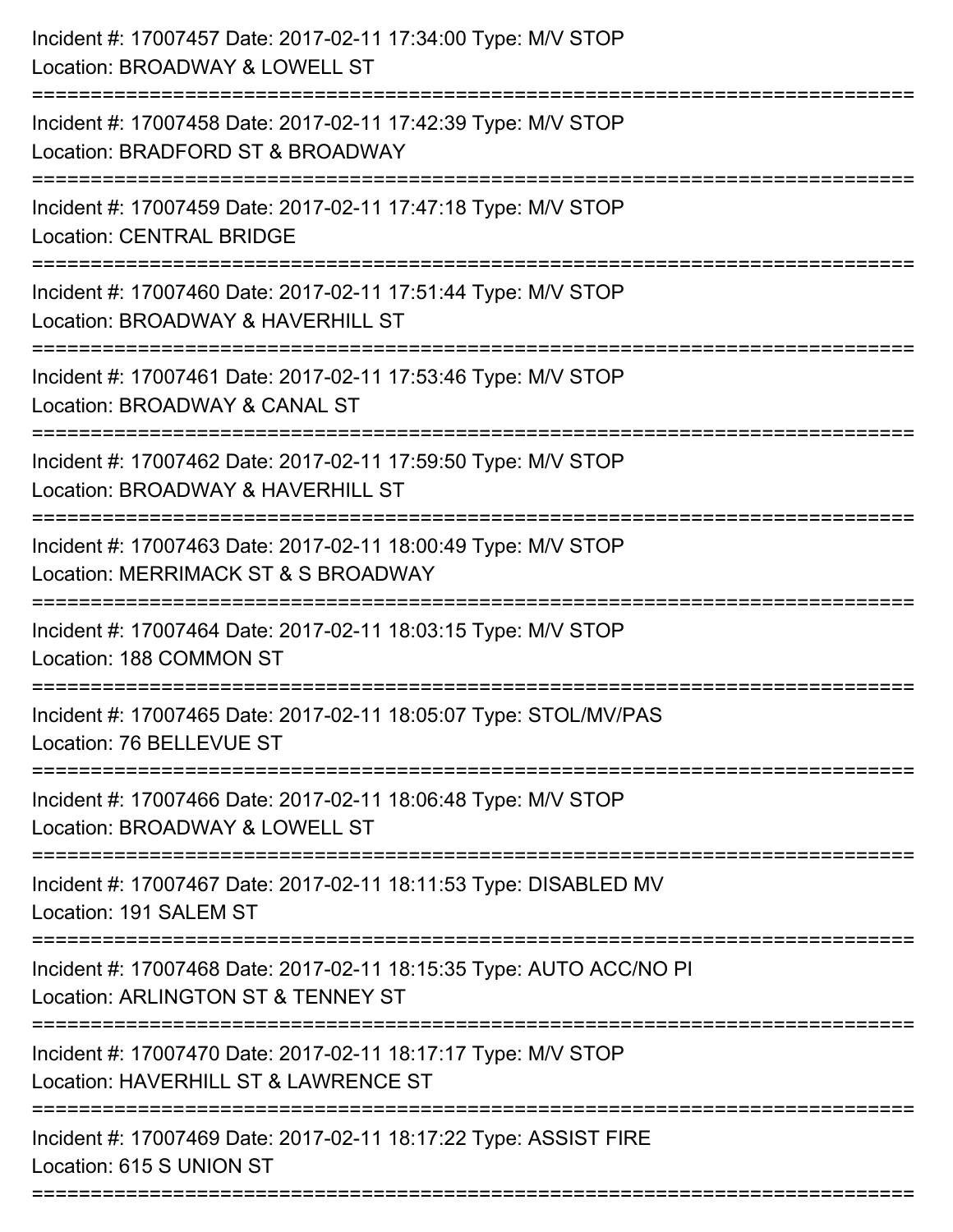Incident #: 17007457 Date: 2017-02-11 17:34:00 Type: M/V STOP
Location: BROADWAY & LOWELL ST

===========================================================================

Incident #: 17007458 Date: 2017-02-11 17:42:39 Type: M/V STOP
Location: BRADFORD ST & BROADWAY

===========================================================================

Incident #: 17007459 Date: 2017-02-11 17:47:18 Type: M/V STOP
Location: CENTRAL BRIDGE

===========================================================================

Incident #: 17007460 Date: 2017-02-11 17:51:44 Type: M/V STOP
Location: BROADWAY & HAVERHILL ST

===========================================================================

Incident #: 17007461 Date: 2017-02-11 17:53:46 Type: M/V STOP
Location: BROADWAY & CANAL ST

===========================================================================

Incident #: 17007462 Date: 2017-02-11 17:59:50 Type: M/V STOP
Location: BROADWAY & HAVERHILL ST

===========================================================================

Incident #: 17007463 Date: 2017-02-11 18:00:49 Type: M/V STOP
Location: MERRIMACK ST & S BROADWAY

===========================================================================

Incident #: 17007464 Date: 2017-02-11 18:03:15 Type: M/V STOP
Location: 188 COMMON ST

===========================================================================

Incident #: 17007465 Date: 2017-02-11 18:05:07 Type: STOL/MV/PAS
Location: 76 BELLEVUE ST

===========================================================================

Incident #: 17007466 Date: 2017-02-11 18:06:48 Type: M/V STOP
Location: BROADWAY & LOWELL ST

===========================================================================

Incident #: 17007467 Date: 2017-02-11 18:11:53 Type: DISABLED MV
Location: 191 SALEM ST

===========================================================================

Incident #: 17007468 Date: 2017-02-11 18:15:35 Type: AUTO ACC/NO PI
Location: ARLINGTON ST & TENNEY ST

===========================================================================

Incident #: 17007470 Date: 2017-02-11 18:17:17 Type: M/V STOP
Location: HAVERHILL ST & LAWRENCE ST

===========================================================================

Incident #: 17007469 Date: 2017-02-11 18:17:22 Type: ASSIST FIRE
Location: 615 S UNION ST

===========================================================================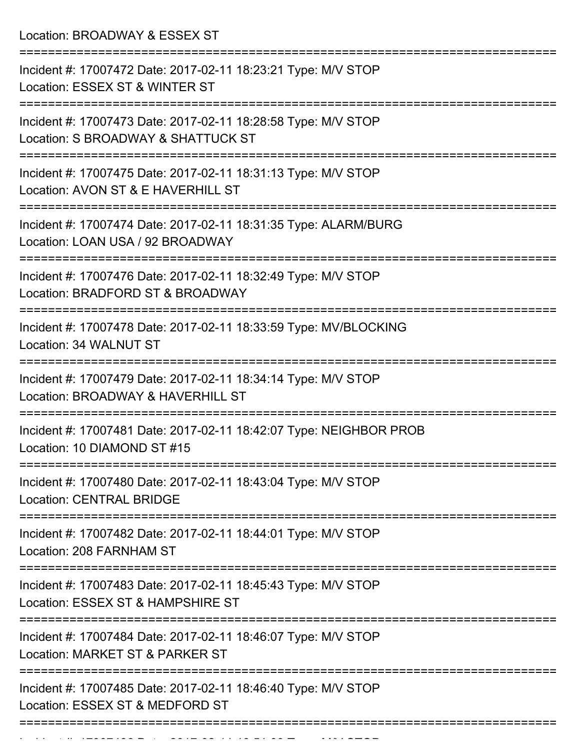Location: BROADWAY & ESSEX ST

===========================================================================

Incident #: 17007472 Date: 2017-02-11 18:23:21 Type: M/V STOP

Location: ESSEX ST & WINTER ST

===========================================================================

Incident #: 17007473 Date: 2017-02-11 18:28:58 Type: M/V STOP

Location: S BROADWAY & SHATTUCK ST

===========================================================================

Incident #: 17007475 Date: 2017-02-11 18:31:13 Type: M/V STOP

Location: AVON ST & E HAVERHILL ST

===========================================================================

Incident #: 17007474 Date: 2017-02-11 18:31:35 Type: ALARM/BURG

Location: LOAN USA / 92 BROADWAY

===========================================================================

Incident #: 17007476 Date: 2017-02-11 18:32:49 Type: M/V STOP

Location: BRADFORD ST & BROADWAY

===========================================================================

Incident #: 17007478 Date: 2017-02-11 18:33:59 Type: MV/BLOCKING

Location: 34 WALNUT ST

===========================================================================

Incident #: 17007479 Date: 2017-02-11 18:34:14 Type: M/V STOP

Location: BROADWAY & HAVERHILL ST

===========================================================================

Incident #: 17007481 Date: 2017-02-11 18:42:07 Type: NEIGHBOR PROB

Location: 10 DIAMOND ST #15

===========================================================================

Incident #: 17007480 Date: 2017-02-11 18:43:04 Type: M/V STOP

Location: CENTRAL BRIDGE

===========================================================================

Incident #: 17007482 Date: 2017-02-11 18:44:01 Type: M/V STOP

Location: 208 FARNHAM ST

===========================================================================

Incident #: 17007483 Date: 2017-02-11 18:45:43 Type: M/V STOP

Location: ESSEX ST & HAMPSHIRE ST

===========================================================================

Incident #: 17007484 Date: 2017-02-11 18:46:07 Type: M/V STOP

Location: MARKET ST & PARKER ST

===========================================================================

Incident #: 17007485 Date: 2017-02-11 18:46:40 Type: M/V STOP

Location: ESSEX ST & MEDFORD ST

===========================================================================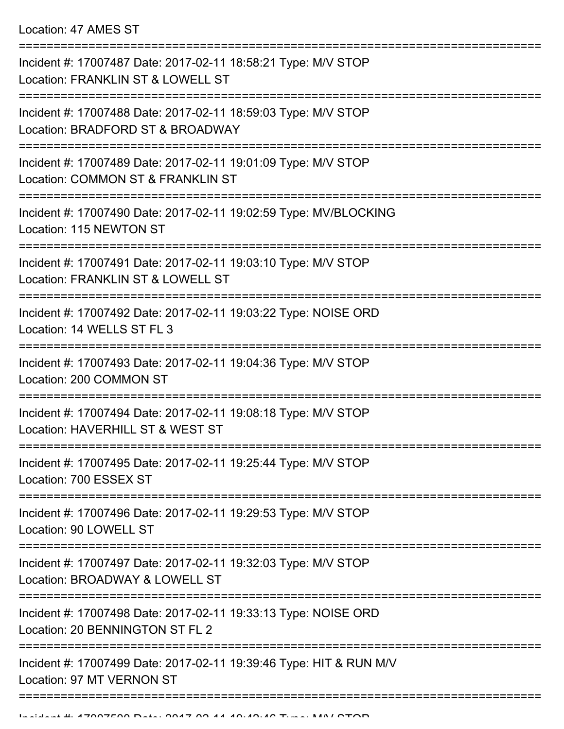Location: 47 AMES ST

===========================================================================

Incident #: 17007487 Date: 2017-02-11 18:58:21 Type: M/V STOP
Location: FRANKLIN ST & LOWELL ST

===========================================================================

Incident #: 17007488 Date: 2017-02-11 18:59:03 Type: M/V STOP
Location: BRADFORD ST & BROADWAY

===========================================================================

Incident #: 17007489 Date: 2017-02-11 19:01:09 Type: M/V STOP
Location: COMMON ST & FRANKLIN ST

===========================================================================

Incident #: 17007490 Date: 2017-02-11 19:02:59 Type: MV/BLOCKING
Location: 115 NEWTON ST

===========================================================================

Incident #: 17007491 Date: 2017-02-11 19:03:10 Type: M/V STOP
Location: FRANKLIN ST & LOWELL ST

===========================================================================

Incident #: 17007492 Date: 2017-02-11 19:03:22 Type: NOISE ORD
Location: 14 WELLS ST FL 3

===========================================================================

Incident #: 17007493 Date: 2017-02-11 19:04:36 Type: M/V STOP
Location: 200 COMMON ST

===========================================================================

Incident #: 17007494 Date: 2017-02-11 19:08:18 Type: M/V STOP
Location: HAVERHILL ST & WEST ST

===========================================================================

Incident #: 17007495 Date: 2017-02-11 19:25:44 Type: M/V STOP
Location: 700 ESSEX ST

===========================================================================

Incident #: 17007496 Date: 2017-02-11 19:29:53 Type: M/V STOP
Location: 90 LOWELL ST

===========================================================================

Incident #: 17007497 Date: 2017-02-11 19:32:03 Type: M/V STOP
Location: BROADWAY & LOWELL ST

===========================================================================

Incident #: 17007498 Date: 2017-02-11 19:33:13 Type: NOISE ORD
Location: 20 BENNINGTON ST FL 2

===========================================================================

Incident #: 17007499 Date: 2017-02-11 19:39:46 Type: HIT & RUN M/V
Location: 97 MT VERNON ST

===========================================================================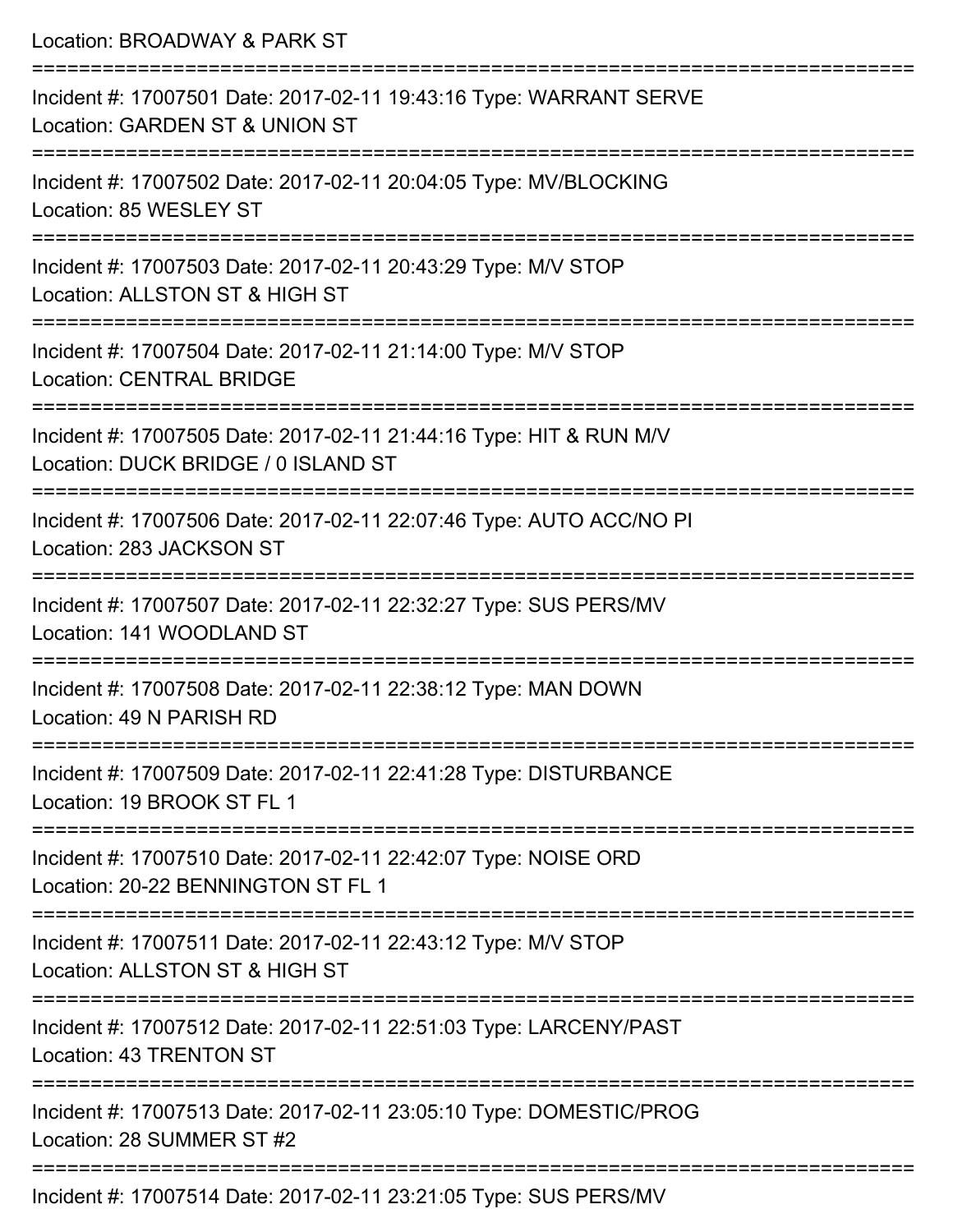Location: BROADWAY & PARK ST

===========================================================================

Incident #: 17007501 Date: 2017-02-11 19:43:16 Type: WARRANT SERVE
Location: GARDEN ST & UNION ST

===========================================================================

Incident #: 17007502 Date: 2017-02-11 20:04:05 Type: MV/BLOCKING
Location: 85 WESLEY ST

===========================================================================

Incident #: 17007503 Date: 2017-02-11 20:43:29 Type: M/V STOP
Location: ALLSTON ST & HIGH ST

===========================================================================

Incident #: 17007504 Date: 2017-02-11 21:14:00 Type: M/V STOP
Location: CENTRAL BRIDGE

===========================================================================

Incident #: 17007505 Date: 2017-02-11 21:44:16 Type: HIT & RUN M/V
Location: DUCK BRIDGE / 0 ISLAND ST

===========================================================================

Incident #: 17007506 Date: 2017-02-11 22:07:46 Type: AUTO ACC/NO PI
Location: 283 JACKSON ST

===========================================================================

Incident #: 17007507 Date: 2017-02-11 22:32:27 Type: SUS PERS/MV
Location: 141 WOODLAND ST

===========================================================================

Incident #: 17007508 Date: 2017-02-11 22:38:12 Type: MAN DOWN
Location: 49 N PARISH RD

===========================================================================

Incident #: 17007509 Date: 2017-02-11 22:41:28 Type: DISTURBANCE
Location: 19 BROOK ST FL 1

===========================================================================

Incident #: 17007510 Date: 2017-02-11 22:42:07 Type: NOISE ORD
Location: 20-22 BENNINGTON ST FL 1

===========================================================================

Incident #: 17007511 Date: 2017-02-11 22:43:12 Type: M/V STOP
Location: ALLSTON ST & HIGH ST

===========================================================================

Incident #: 17007512 Date: 2017-02-11 22:51:03 Type: LARCENY/PAST
Location: 43 TRENTON ST

===========================================================================

Incident #: 17007513 Date: 2017-02-11 23:05:10 Type: DOMESTIC/PROG
Location: 28 SUMMER ST #2

===========================================================================

Incident #: 17007514 Date: 2017-02-11 23:21:05 Type: SUS PERS/MV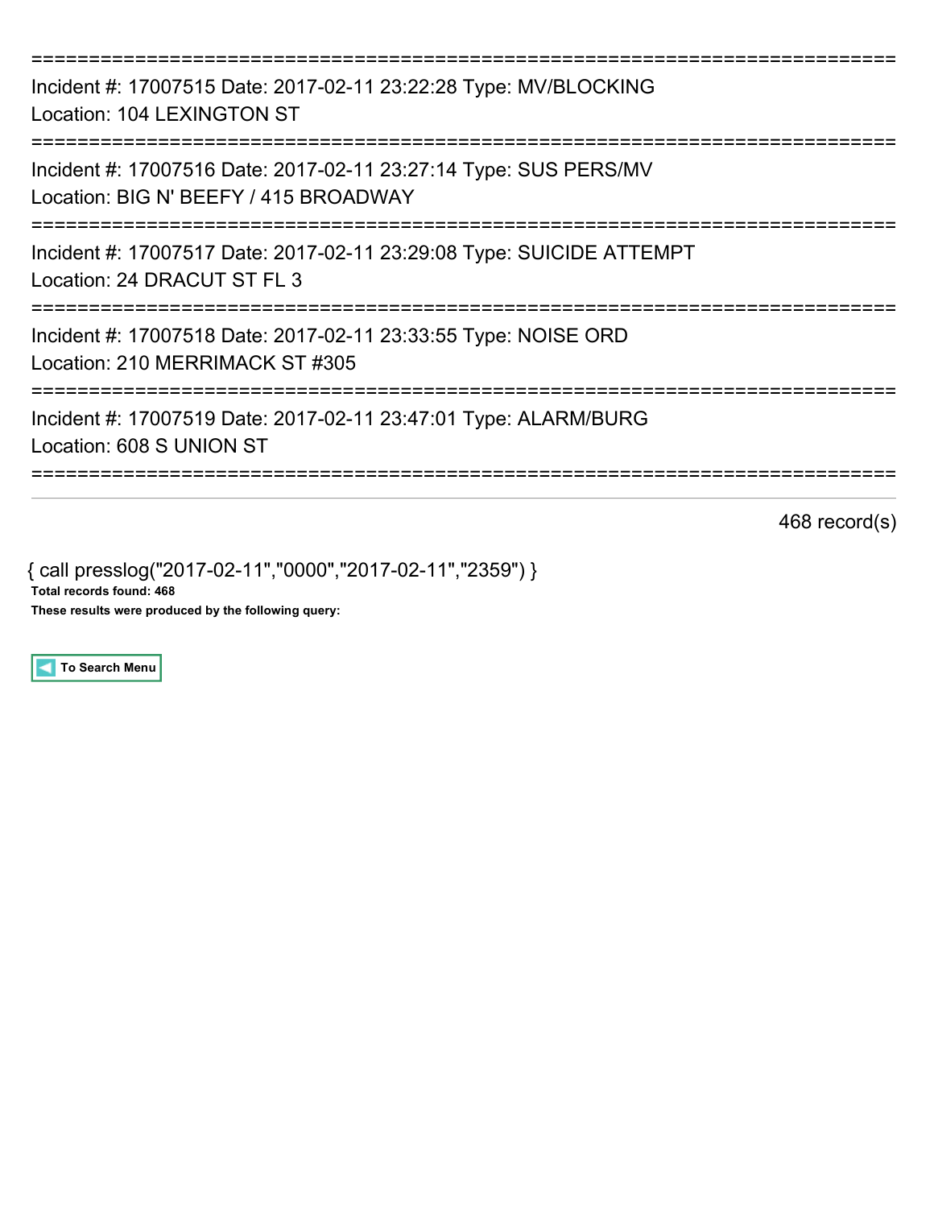===========================================================================

Incident #: 17007515 Date: 2017-02-11 23:22:28 Type: MV/BLOCKING
Location: 104 LEXINGTON ST

===========================================================================

Incident #: 17007516 Date: 2017-02-11 23:27:14 Type: SUS PERS/MV
Location: BIG N' BEEFY / 415 BROADWAY

===========================================================================

Incident #: 17007517 Date: 2017-02-11 23:29:08 Type: SUICIDE ATTEMPT
Location: 24 DRACUT ST FL 3

===========================================================================

Incident #: 17007518 Date: 2017-02-11 23:33:55 Type: NOISE ORD
Location: 210 MERRIMACK ST #305

===========================================================================

Incident #: 17007519 Date: 2017-02-11 23:47:01 Type: ALARM/BURG
Location: 608 S UNION ST

===========================================================================

468 record(s)

{ call presslog("2017-02-11","0000","2017-02-11","2359") }

**Total records found: 468**

**These results were produced by the following query:**

To Search Menu